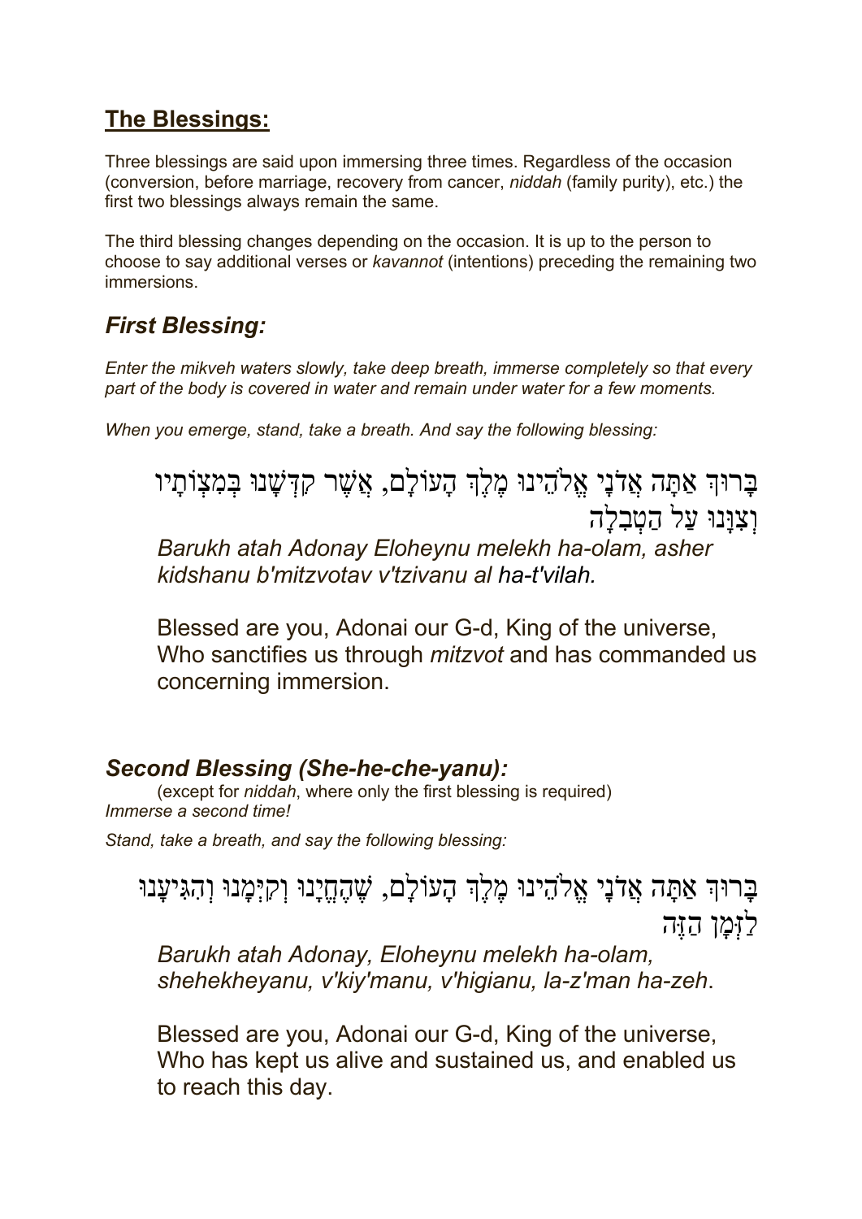## **The Blessings:**

Three blessings are said upon immersing three times. Regardless of the occasion (conversion, before marriage, recovery from cancer, *niddah* (family purity), etc.) the first two blessings always remain the same.

The third blessing changes depending on the occasion. It is up to the person to choose to say additional verses or *kavannot* (intentions) preceding the remaining two immersions.

### ***First Blessing:***

*Enter the mikveh waters slowly, take deep breath, immerse completely so that every part of the body is covered in water and remain under water for a few moments.*

*When you emerge, stand, take a breath. And say the following blessing:*

בָּרוּךְ אַתָּה אֲדֹנָי אֱלֹהֵינוּ מֶלֶךְ הָעוֹלָם, אֲשֶׁר קִדְּשָׁנוּ בְּמִצְוֹתָיו וְצִוָּנוּ עַל הַטְבִלָה

*Barukh atah Adonay Eloheynu melekh ha-olam, asher kidshanu b'mitzvotav v'tzivanu al ha-t'vilah.*

Blessed are you, Adonai our G-d, King of the universe, Who sanctifies us through *mitzvot* and has commanded us concerning immersion.

### ***Second Blessing (She-he-che-yanu):***

(except for *niddah*, where only the first blessing is required)

*Immerse a second time!*

*Stand, take a breath, and say the following blessing:*

בָּרוּךְ אַתָּה אֲדֹנָי אֱלֹהֵינוּ מֶלֶךְ הָעוֹלָם, שֶׁהֶחֱיָנוּ וְקִיְּמָנוּ וְהִגִּיעָנוּ לַזְּמָן הַזֶּה

*Barukh atah Adonay, Eloheynu melekh ha-olam, shehekheyanu, v'kiy'manu, v'higianu, la-z'man ha-zeh*.

Blessed are you, Adonai our G-d, King of the universe, Who has kept us alive and sustained us, and enabled us to reach this day.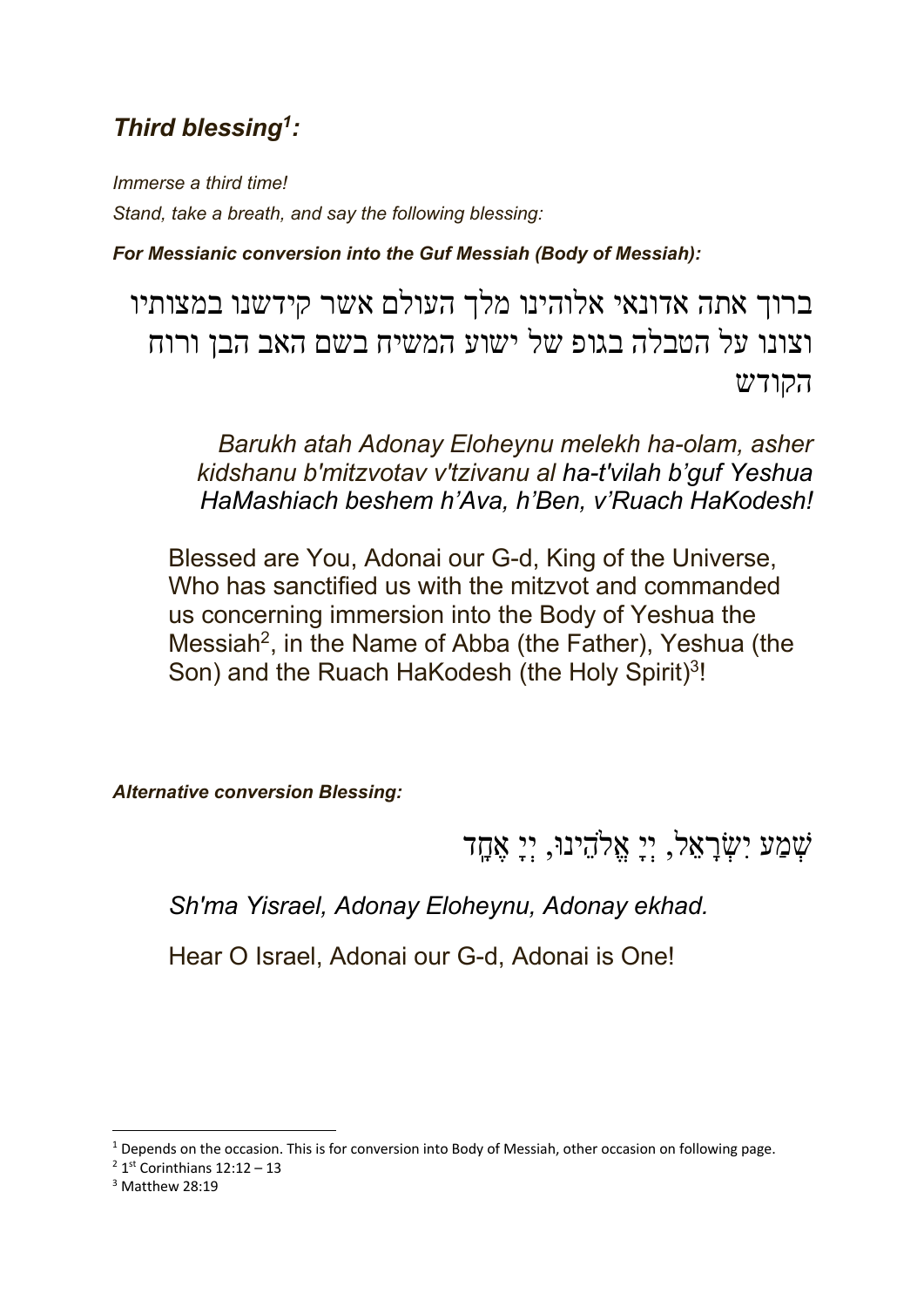## *Third blessing[1]:*

*Immerse a third time!*

*Stand, take a breath, and say the following blessing:*

***For Messianic conversion into the Guf Messiah (Body of Messiah):***

ברוך אתה אדונאי אלוהינו מלך העולם אשר קידשנו במצותיו וצונו על הטבלה בגופ של ישוע המשיח בשם האב הבן ורוח הקודש

*Barukh atah Adonay Eloheynu melekh ha-olam, asher kidshanu b'mitzvotav v'tzivanu al ha-t'vilah b'guf Yeshua HaMashiach beshem h'Ava, h'Ben, v'Ruach HaKodesh!*

Blessed are You, Adonai our G-d, King of the Universe, Who has sanctified us with the mitzvot and commanded us concerning immersion into the Body of Yeshua the Messiah[2], in the Name of Abba (the Father), Yeshua (the Son) and the Ruach HaKodesh (the Holy Spirit)[3]!

***Alternative conversion Blessing:***

שְׁמַע יִשְׂרָאֵל, יְיָ אֱלֹהֵינוּ, יְיָ אֶחָד

*Sh'ma Yisrael, Adonay Eloheynu, Adonay ekhad.*

Hear O Israel, Adonai our G-d, Adonai is One!

---

[1] Depends on the occasion. This is for conversion into Body of Messiah, other occasion on following page.

[2] 1st Corinthians 12:12 – 13

[3] Matthew 28:19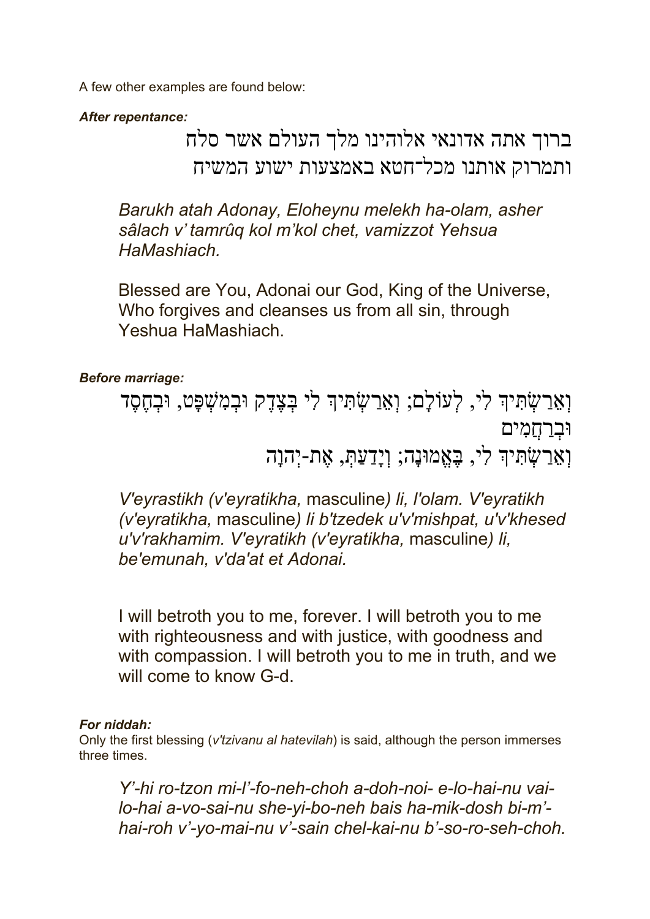A few other examples are found below:

***After repentance:***

ברוך אתה אדונאי אלוהינו מלך העולם אשר סלח ותמרוק אותנו מכל־חטא באמצעות ישוע המשיח

*Barukh atah Adonay, Eloheynu melekh ha-olam, asher sâlach v' tamrûq kol m'kol chet, vamizzot Yehsua HaMashiach.*

Blessed are You, Adonai our God, King of the Universe, Who forgives and cleanses us from all sin, through Yeshua HaMashiach.

***Before marriage:***

וְאֵרַשְׂתִּיךְ לִי, לְעוֹלָם; וְאֵרַשְׂתִּיךְ לִי בְּצֶדֶק וּבְמִשְׁפָּט, וּבְחֶסֶד וּבְרַחֲמִים
וְאֵרַשְׂתִּיךְ לִי, בֶּאֱמוּנָה; וְיָדַעַתְּ, אֶת-יְהוָה

*V'eyrastikh (v'eyratikha,* masculine*) li, l'olam. V'eyratikh (v'eyratikha,* masculine*) li b'tzedek u'v'mishpat, u'v'khesed u'v'rakhamim. V'eyratikh (v'eyratikha,* masculine*) li, be'emunah, v'da'at et Adonai.*

I will betroth you to me, forever. I will betroth you to me with righteousness and with justice, with goodness and with compassion. I will betroth you to me in truth, and we will come to know G-d.

***For niddah:***

Only the first blessing (*v'tzivanu al hatevilah*) is said, although the person immerses three times.

*Y'-hi ro-tzon mi-l'-fo-neh-choh a-doh-noi- e-lo-hai-nu vai-lo-hai a-vo-sai-nu she-yi-bo-neh bais ha-mik-dosh bi-m'-hai-roh v'-yo-mai-nu v'-sain chel-kai-nu b'-so-ro-seh-choh.*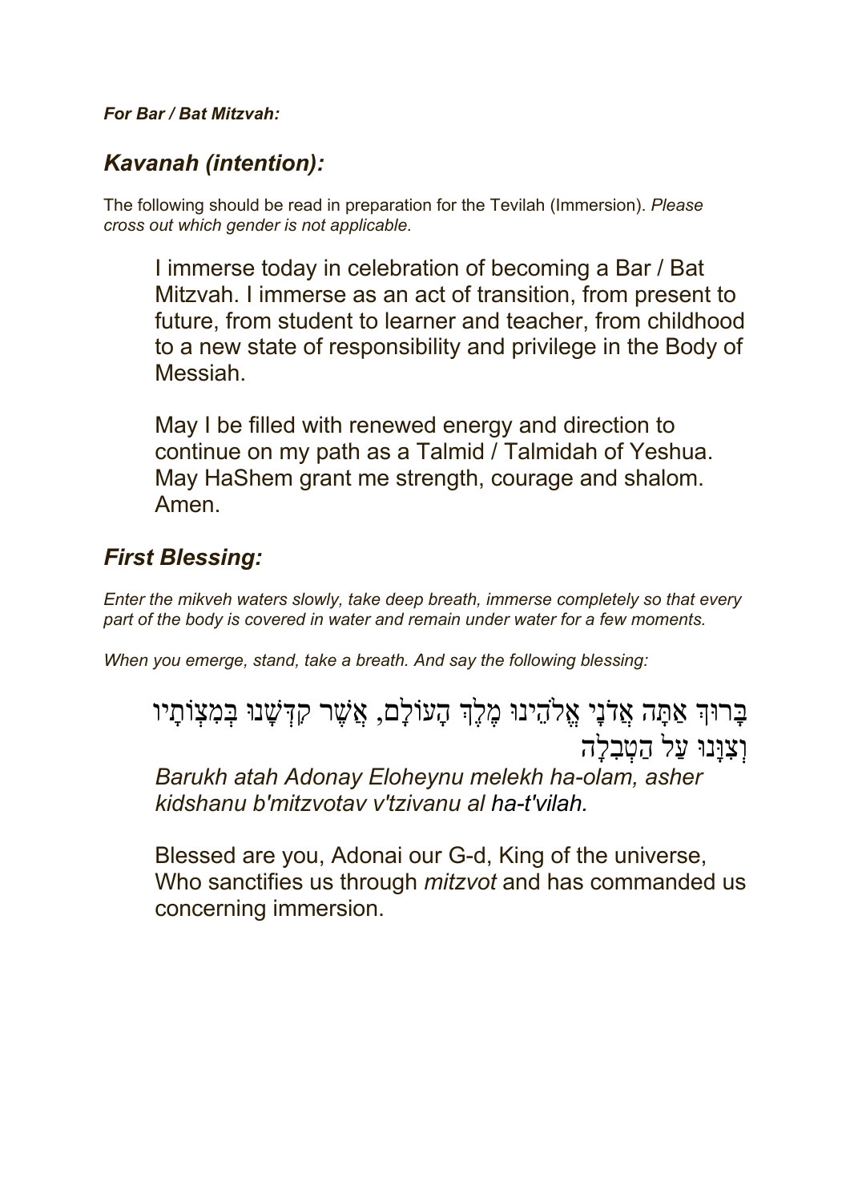***For Bar / Bat Mitzvah:***

## *Kavanah (intention):*

The following should be read in preparation for the Tevilah (Immersion). *Please cross out which gender is not applicable.*

> I immerse today in celebration of becoming a Bar / Bat Mitzvah. I immerse as an act of transition, from present to future, from student to learner and teacher, from childhood to a new state of responsibility and privilege in the Body of Messiah.
>
> May I be filled with renewed energy and direction to continue on my path as a Talmid / Talmidah of Yeshua. May HaShem grant me strength, courage and shalom. Amen.

## *First Blessing:*

*Enter the mikveh waters slowly, take deep breath, immerse completely so that every part of the body is covered in water and remain under water for a few moments.*

*When you emerge, stand, take a breath. And say the following blessing:*

> בָּרוּךְ אַתָּה אֲדֹנָי אֱלֹהֵינוּ מֶלֶךְ הָעוֹלָם, אֲשֶׁר קִדְּשָׁנוּ בְּמִצְוֹתָיו וְצִוָּנוּ עַל הַטְבִלָה
>
> *Barukh atah Adonay Eloheynu melekh ha-olam, asher kidshanu b'mitzvotav v'tzivanu al ha-t'vilah.*
>
> Blessed are you, Adonai our G-d, King of the universe, Who sanctifies us through *mitzvot* and has commanded us concerning immersion.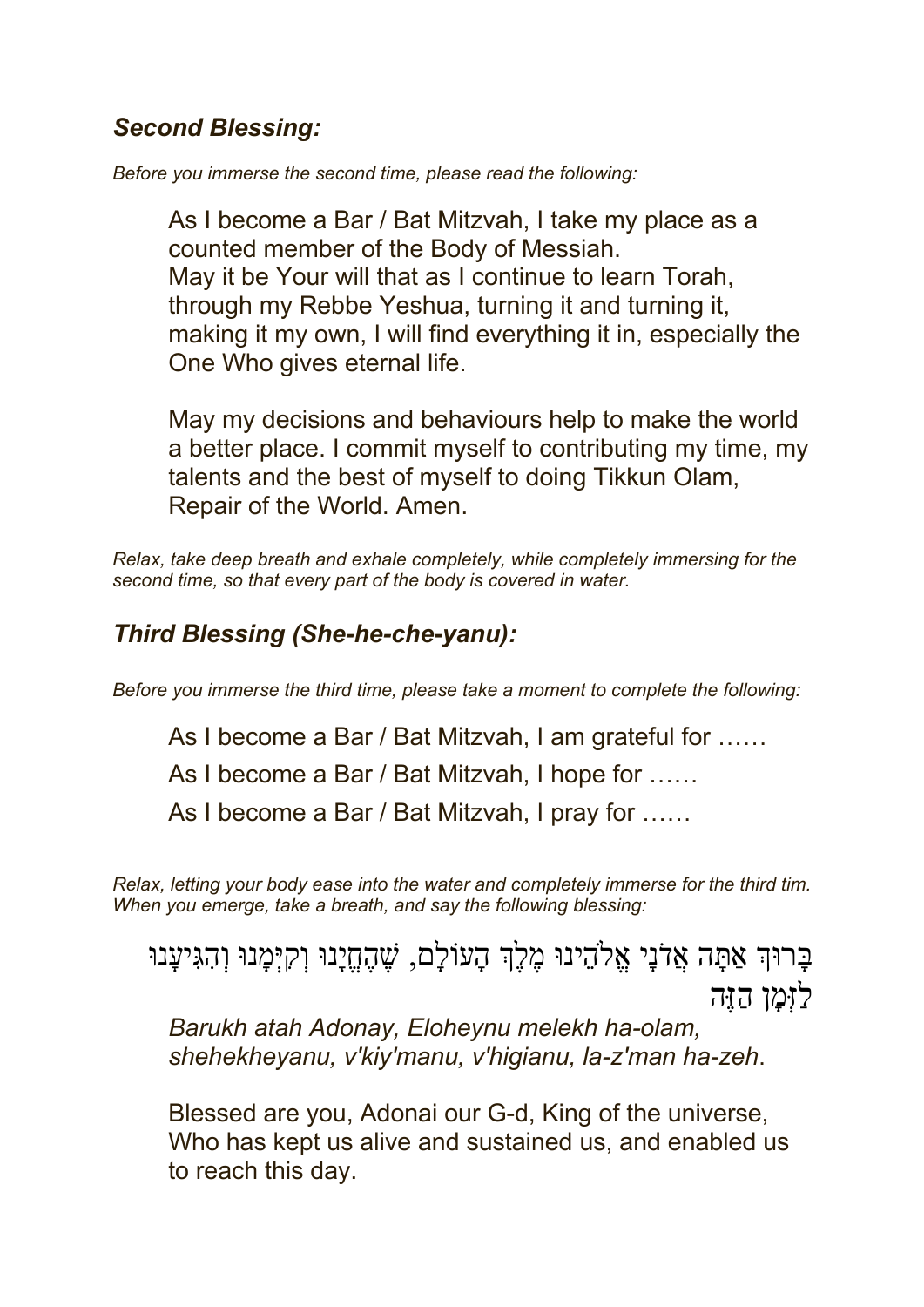## *Second Blessing:*

*Before you immerse the second time, please read the following:*

> As I become a Bar / Bat Mitzvah, I take my place as a counted member of the Body of Messiah.
> May it be Your will that as I continue to learn Torah, through my Rebbe Yeshua, turning it and turning it, making it my own, I will find everything it in, especially the One Who gives eternal life.
>
> May my decisions and behaviours help to make the world a better place. I commit myself to contributing my time, my talents and the best of myself to doing Tikkun Olam, Repair of the World. Amen.

*Relax, take deep breath and exhale completely, while completely immersing for the second time, so that every part of the body is covered in water.*

## *Third Blessing (She-he-che-yanu):*

*Before you immerse the third time, please take a moment to complete the following:*

> As I become a Bar / Bat Mitzvah, I am grateful for ……
>
> As I become a Bar / Bat Mitzvah, I hope for ……
>
> As I become a Bar / Bat Mitzvah, I pray for ……

*Relax, letting your body ease into the water and completely immerse for the third tim. When you emerge, take a breath, and say the following blessing:*

> בָּרוּךְ אַתָּה אֲדֹנָי אֱלֹהֵינוּ מֶלֶךְ הָעוֹלָם, שֶׁהֶחֱיָנוּ וְקִיְּמָנוּ וְהִגִּיעָנוּ לַזְּמַן הַזֶּה
>
> *Barukh atah Adonay, Eloheynu melekh ha-olam, shehekheyanu, v'kiy'manu, v'higianu, la-z'man ha-zeh*.
>
> Blessed are you, Adonai our G-d, King of the universe, Who has kept us alive and sustained us, and enabled us to reach this day.